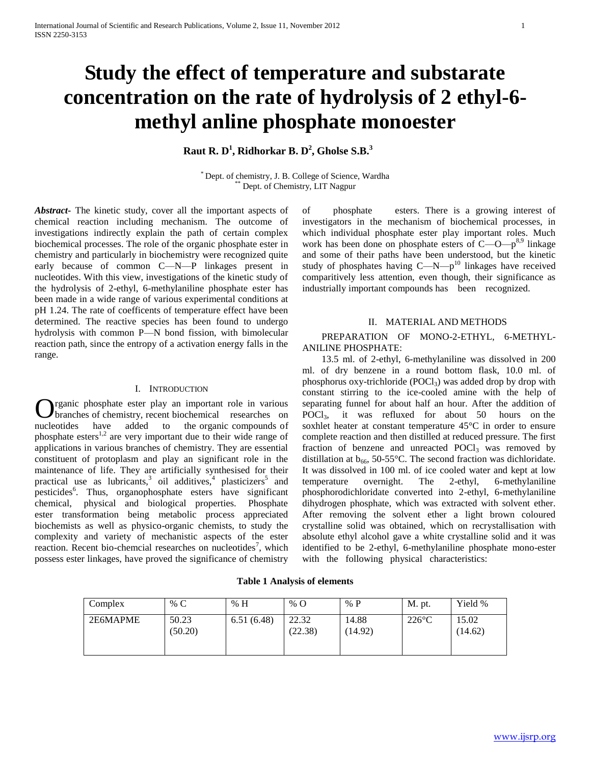# Study the effect of temperature and substarate concentration on the rate of hydrolysis of 2 ethyl-6-methyl anline phosphate monoester

**Raut R. D[1], Ridhorkar B. D[2], Gholse S.B.[3]**

[*] Dept. of chemistry, J. B. College of Science, Wardha
[**] Dept. of Chemistry, LIT Nagpur

***Abstract-*** The kinetic study, cover all the important aspects of chemical reaction including mechanism. The outcome of investigations indirectly explain the path of certain complex biochemical processes. The role of the organic phosphate ester in chemistry and particularly in biochemistry were recognized quite early because of common C—N—P linkages present in nucleotides. With this view, investigations of the kinetic study of the hydrolysis of 2-ethyl, 6-methylaniline phosphate ester has been made in a wide range of various experimental conditions at pH 1.24. The rate of coefficents of temperature effect have been determined. The reactive species has been found to undergo hydrolysis with common P—N bond fission, with bimolecular reaction path, since the entropy of a activation energy falls in the range.

## I. Introduction

Organic phosphate ester play an important role in various branches of chemistry, recent biochemical researches on nucleotides have added to the organic compounds of phosphate esters[1,2] are very important due to their wide range of applications in various branches of chemistry. They are essential constituent of protoplasm and play an significant role in the maintenance of life. They are artificially synthesised for their practical use as lubricants,[3] oil additives,[4] plasticizers[5] and pesticides[6]. Thus, organophosphate esters have significant chemical, physical and biological properties. Phosphate ester transformation being metabolic process appreciated biochemists as well as physico-organic chemists, to study the complexity and variety of mechanistic aspects of the ester reaction. Recent bio-chemcial researches on nucleotides[7], which possess ester linkages, have proved the significance of chemistry of phosphate esters. There is a growing interest of investigators in the mechanism of biochemical processes, in which individual phosphate ester play important roles. Much work has been done on phosphate esters of C—O—p[8,9] linkage and some of their paths have been understood, but the kinetic study of phosphates having C—N—p[10] linkages have received comparitively less attention, even though, their significance as industrially important compounds has been recognized.

## II. Material and Methods

PREPARATION OF MONO-2-ETHYL, 6-METHYL-ANILINE PHOSPHATE:

13.5 ml. of 2-ethyl, 6-methylaniline was dissolved in 200 ml. of dry benzene in a round bottom flask, 10.0 ml. of phosphorus oxy-trichloride ($POCl_3$) was added drop by drop with constant stirring to the ice-cooled amine with the help of separating funnel for about half an hour. After the addition of $POCl_3$, it was refluxed for about 50 hours on the soxhlet heater at constant temperature 45°C in order to ensure complete reaction and then distilled at reduced pressure. The first fraction of benzene and unreacted $POCl_3$ was removed by distillation at $b_{66}$, 50-55°C. The second fraction was dichloridate. It was dissolved in 100 ml. of ice cooled water and kept at low temperature overnight. The 2-ethyl, 6-methylaniline phosphorodichloridate converted into 2-ethyl, 6-methylaniline dihydrogen phosphate, which was extracted with solvent ether. After removing the solvent ether a light brown coloured crystalline solid was obtained, which on recrystallisation with absolute ethyl alcohol gave a white crystalline solid and it was identified to be 2-ethyl, 6-methylaniline phosphate mono-ester with the following physical characteristics:

**Table 1 Analysis of elements**

| Complex | % C | % H | % O | % P | M. pt. | Yield % |
|---|---|---|---|---|---|---|
| 2E6MAPME | 50.23 (50.20) | 6.51 (6.48) | 22.32 (22.38) | 14.88 (14.92) | 226°C | 15.02 (14.62) |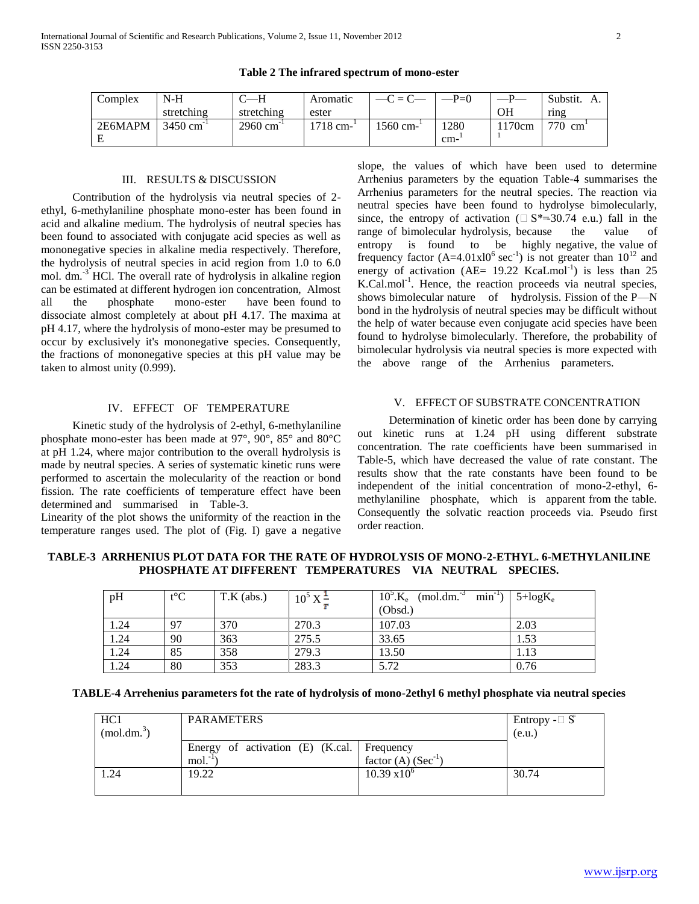**Table 2 The infrared spectrum of mono-ester**

| Complex | N-H stretching | C—H stretching | Aromatic ester | —C = C— | —P=0 | —P—OH | Substit. A. ring |
|---|---|---|---|---|---|---|---|
| 2E6MAPME | 3450 $cm^{-1}$ | 2960 $cm^{-1}$ | 1718 $cm^{-1}$ | 1560 $cm^{-1}$ | 1280 $cm^{-1}$ | 1170cm$^{-1}$ | 770 $cm^{1}$ |

## III. RESULTS & DISCUSSION

Contribution of the hydrolysis via neutral species of 2-ethyl, 6-methylaniline phosphate mono-ester has been found in acid and alkaline medium. The hydrolysis of neutral species has been found to associated with conjugate acid species as well as mononegative species in alkaline media respectively. Therefore, the hydrolysis of neutral species in acid region from 1.0 to 6.0 mol. $dm.^{-3}$ HCl. The overall rate of hydrolysis in alkaline region can be estimated at different hydrogen ion concentration, Almost all the phosphate mono-ester have been found to dissociate almost completely at about pH 4.17. The maxima at pH 4.17, where the hydrolysis of mono-ester may be presumed to occur by exclusively it's mononegative species. Consequently, the fractions of mononegative species at this pH value may be taken to almost unity (0.999).

## IV. EFFECT OF TEMPERATURE

Kinetic study of the hydrolysis of 2-ethyl, 6-methylaniline phosphate mono-ester has been made at 97°, 90°, 85° and 80°C at pH 1.24, where major contribution to the overall hydrolysis is made by neutral species. A series of systematic kinetic runs were performed to ascertain the molecularity of the reaction or bond fission. The rate coefficients of temperature effect have been determined and summarised in Table-3.

Linearity of the plot shows the uniformity of the reaction in the temperature ranges used. The plot of (Fig. I) gave a negative slope, the values of which have been used to determine Arrhenius parameters by the equation Table-4 summarises the Arrhenius parameters for the neutral species. The reaction via neutral species have been found to hydrolyse bimolecularly, since, the entropy of activation ($\Delta S^{*}$=-30.74 e.u.) fall in the range of bimolecular hydrolysis, because the value of entropy is found to be highly negative, the value of frequency factor ($A=4.01x10^{6}$ $sec^{-1}$) is not greater than $10^{12}$ and energy of activation (AE= 19.22 $KcaLmol^{-1}$) is less than 25 $K.Cal.mol^{-1}$. Hence, the reaction proceeds via neutral species, shows bimolecular nature of hydrolysis. Fission of the P—N bond in the hydrolysis of neutral species may be difficult without the help of water because even conjugate acid species have been found to hydrolyse bimolecularly. Therefore, the probability of bimolecular hydrolysis via neutral species is more expected with the above range of the Arrhenius parameters.

## V. EFFECT OF SUBSTRATE CONCENTRATION

Determination of kinetic order has been done by carrying out kinetic runs at 1.24 pH using different substrate concentration. The rate coefficients have been summarised in Table-5, which have decreased the value of rate constant. The results show that the rate constants have been found to be independent of the initial concentration of mono-2-ethyl, 6-methylaniline phosphate, which is apparent from the table. Consequently the solvatic reaction proceeds via. Pseudo first order reaction.

**TABLE-3 ARRHENIUS PLOT DATA FOR THE RATE OF HYDROLYSIS OF MONO-2-ETHYL. 6-METHYLANILINE PHOSPHATE AT DIFFERENT TEMPERATURES VIA NEUTRAL SPECIES.**

| pH | t°C | T.K (abs.) | $10^{5}$ X $\frac{1}{T}$ | $10^{3}.K_{e}$ (mol.$dm.^{-3}$ $min^{-1}$) (Obsd.) | 5+log$K_{e}$ |
|---|---|---|---|---|---|
| 1.24 | 97 | 370 | 270.3 | 107.03 | 2.03 |
| 1.24 | 90 | 363 | 275.5 | 33.65 | 1.53 |
| 1.24 | 85 | 358 | 279.3 | 13.50 | 1.13 |
| 1.24 | 80 | 353 | 283.3 | 5.72 | 0.76 |

**TABLE-4 Arrehenius parameters fot the rate of hydrolysis of mono-2ethyl 6 methyl phosphate via neutral species**

| HC1 ($mol.dm.^{3}$) | PARAMETERS | | Entropy -$\Delta S^{\ne}$ (e.u.) |
|---|---|---|---|
| | Energy of activation (E) (K.cal. $mol.^{-1}$) | Frequency factor (A) ($Sec^{-1}$) | |
| 1.24 | 19.22 | 10.39 $x10^{6}$ | 30.74 |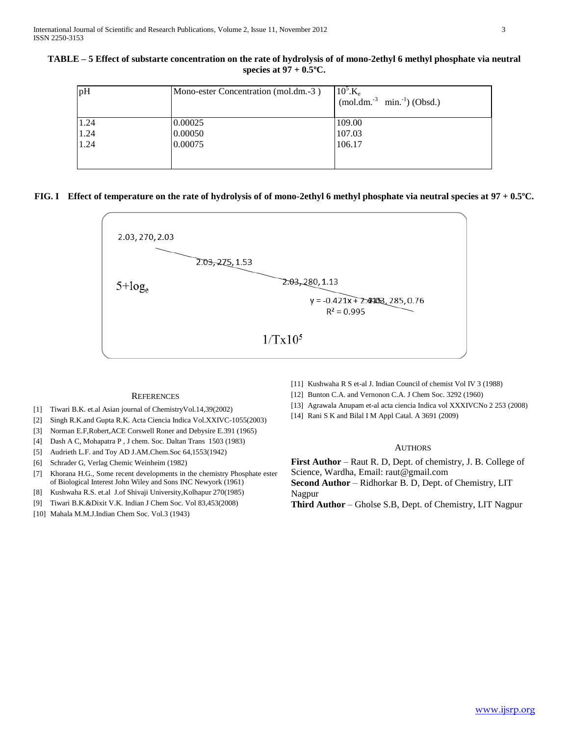**TABLE – 5 Effect of substarte concentration on the rate of hydrolysis of of mono-2ethyl 6 methyl phosphate via neutral species at 97 + 0.5ºC.**

| pH | Mono-ester Concentration (mol.dm.-3 ) | $10^5.K_e$ (mol.dm.$^{-3}$ min.$^{-1}$) (Obsd.) |
|---|---|---|
| 1.24 | 0.00025 | 109.00 |
| 1.24 | 0.00050 | 107.03 |
| 1.24 | 0.00075 | 106.17 |

**FIG. I Effect of temperature on the rate of hydrolysis of of mono-2ethyl 6 methyl phosphate via neutral species at 97 + 0.5ºC.**

2.03, 270, 2.03

2.03, 275, 1.53

2.03, 280, 1.13

2.03, 285, 0.76

$y = -0.421x + 2.415$

$R^2 = 0.995$

$5+\log_e$

$1/T x 10^5$

## REFERENCES

[1] Tiwari B.K. et.al Asian journal of ChemistryVol.14,39(2002)

[2] Singh R.K.and Gupta R.K. Acta Ciencia Indica Vol.XXIVC-1055(2003)

[3] Norman E.F,Robert,ACE Corswell Roner and Debysire E.391 (1965)

[4] Dash A C, Mohapatra P , J chem. Soc. Daltan Trans 1503 (1983)

[5] Audrieth L.F. and Toy AD J.AM.Chem.Soc 64,1553(1942)

[6] Schrader G, Verlag Chemic Weinheim (1982)

[7] Khorana H.G., Some recent developments in the chemistry Phosphate ester of Biological Interest John Wiley and Sons INC Newyork (1961)

[8] Kushwaha R.S. et.al J.of Shivaji University,Kolhapur 270(1985)

[9] Tiwari B.K.&Dixit V.K. Indian J Chem Soc. Vol 83,453(2008)

[10] Mahala M.M.J.Indian Chem Soc. Vol.3 (1943)

[11] Kushwaha R S et-al J. Indian Council of chemist Vol IV 3 (1988)

[12] Bunton C.A. and Vernonon C.A. J Chem Soc. 3292 (1960)

[13] Agrawala Anupam et-al acta ciencia Indica vol XXXIVCNo 2 253 (2008)

[14] Rani S K and Bilal I M Appl Catal. A 3691 (2009)

## AUTHORS

**First Author** – Raut R. D, Dept. of chemistry, J. B. College of Science, Wardha, Email: raut@gmail.com

**Second Author** – Ridhorkar B. D, Dept. of Chemistry, LIT Nagpur

**Third Author** – Gholse S.B, Dept. of Chemistry, LIT Nagpur